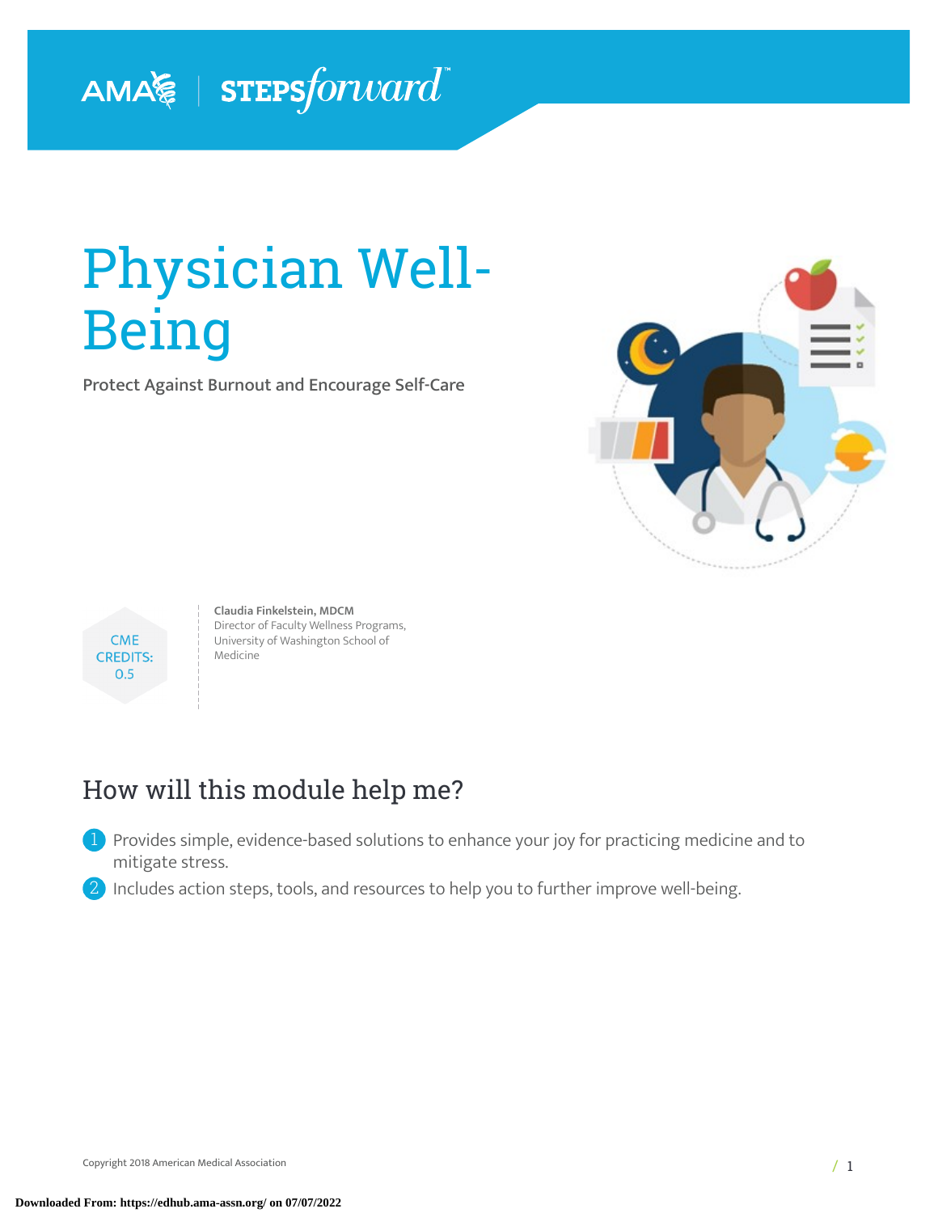AMA | STEPSforward™

# Physician Well-Being

**Protect Against Burnout and Encourage Self-Care**

CME CREDITS: 0.5

**Claudia Finkelstein, MDCM**
Director of Faculty Wellness Programs, University of Washington School of Medicine

## How will this module help me?

1. Provides simple, evidence-based solutions to enhance your joy for practicing medicine and to mitigate stress.
2. Includes action steps, tools, and resources to help you to further improve well-being.

Copyright 2018 American Medical Association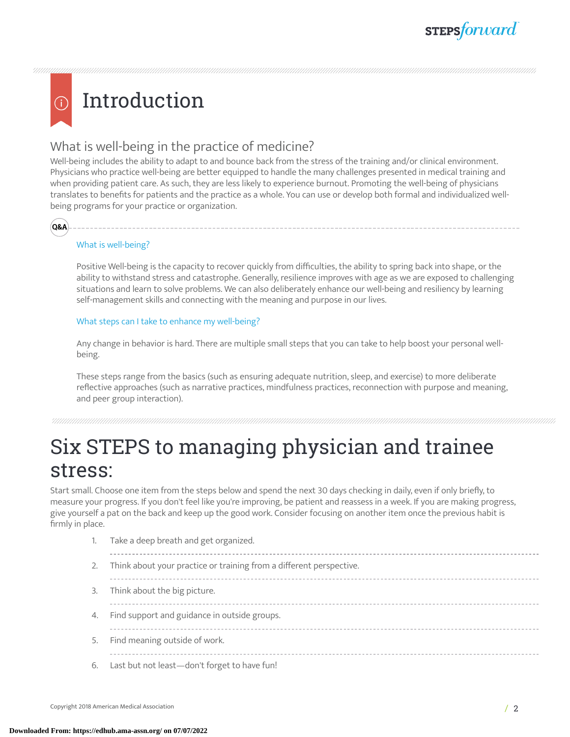# Introduction

## What is well-being in the practice of medicine?

Well-being includes the ability to adapt to and bounce back from the stress of the training and/or clinical environment. Physicians who practice well-being are better equipped to handle the many challenges presented in medical training and when providing patient care. As such, they are less likely to experience burnout. Promoting the well-being of physicians translates to benefits for patients and the practice as a whole. You can use or develop both formal and individualized well-being programs for your practice or organization.

**Q&A**

### What is well-being?

Positive Well-being is the capacity to recover quickly from difficulties, the ability to spring back into shape, or the ability to withstand stress and catastrophe. Generally, resilience improves with age as we are exposed to challenging situations and learn to solve problems. We can also deliberately enhance our well-being and resiliency by learning self-management skills and connecting with the meaning and purpose in our lives.

### What steps can I take to enhance my well-being?

Any change in behavior is hard. There are multiple small steps that you can take to help boost your personal well-being.

These steps range from the basics (such as ensuring adequate nutrition, sleep, and exercise) to more deliberate reflective approaches (such as narrative practices, mindfulness practices, reconnection with purpose and meaning, and peer group interaction).

# Six STEPS to managing physician and trainee stress:

Start small. Choose one item from the steps below and spend the next 30 days checking in daily, even if only briefly, to measure your progress. If you don't feel like you're improving, be patient and reassess in a week. If you are making progress, give yourself a pat on the back and keep up the good work. Consider focusing on another item once the previous habit is firmly in place.

1. Take a deep breath and get organized.
2. Think about your practice or training from a different perspective.
3. Think about the big picture.
4. Find support and guidance in outside groups.
5. Find meaning outside of work.
6. Last but not least—don't forget to have fun!

Copyright 2018 American Medical Association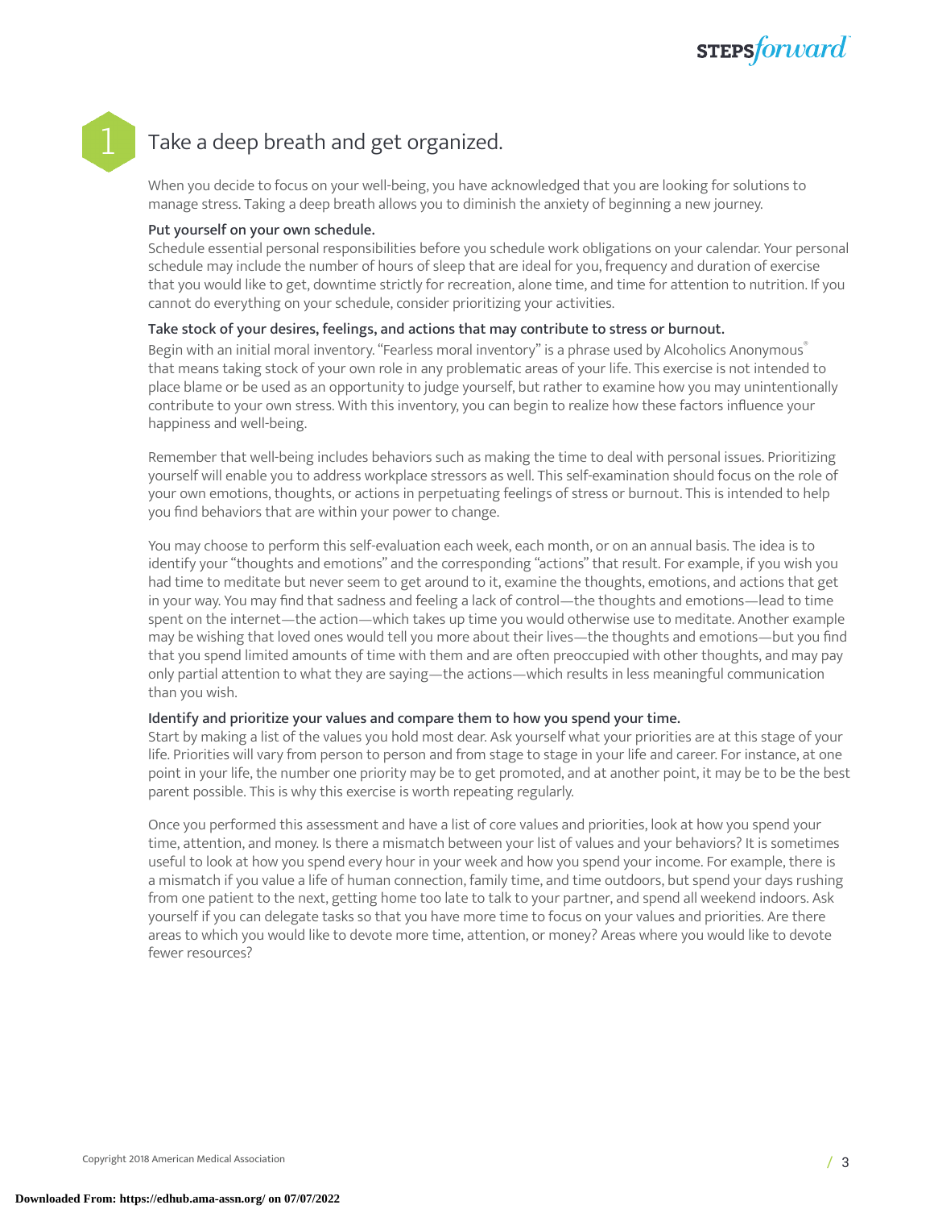## 1 Take a deep breath and get organized.

When you decide to focus on your well-being, you have acknowledged that you are looking for solutions to manage stress. Taking a deep breath allows you to diminish the anxiety of beginning a new journey.

**Put yourself on your own schedule.**

Schedule essential personal responsibilities before you schedule work obligations on your calendar. Your personal schedule may include the number of hours of sleep that are ideal for you, frequency and duration of exercise that you would like to get, downtime strictly for recreation, alone time, and time for attention to nutrition. If you cannot do everything on your schedule, consider prioritizing your activities.

**Take stock of your desires, feelings, and actions that may contribute to stress or burnout.**

Begin with an initial moral inventory. "Fearless moral inventory" is a phrase used by Alcoholics Anonymous® that means taking stock of your own role in any problematic areas of your life. This exercise is not intended to place blame or be used as an opportunity to judge yourself, but rather to examine how you may unintentionally contribute to your own stress. With this inventory, you can begin to realize how these factors influence your happiness and well-being.

Remember that well-being includes behaviors such as making the time to deal with personal issues. Prioritizing yourself will enable you to address workplace stressors as well. This self-examination should focus on the role of your own emotions, thoughts, or actions in perpetuating feelings of stress or burnout. This is intended to help you find behaviors that are within your power to change.

You may choose to perform this self-evaluation each week, each month, or on an annual basis. The idea is to identify your "thoughts and emotions" and the corresponding "actions" that result. For example, if you wish you had time to meditate but never seem to get around to it, examine the thoughts, emotions, and actions that get in your way. You may find that sadness and feeling a lack of control—the thoughts and emotions—lead to time spent on the internet—the action—which takes up time you would otherwise use to meditate. Another example may be wishing that loved ones would tell you more about their lives—the thoughts and emotions—but you find that you spend limited amounts of time with them and are often preoccupied with other thoughts, and may pay only partial attention to what they are saying—the actions—which results in less meaningful communication than you wish.

**Identify and prioritize your values and compare them to how you spend your time.**

Start by making a list of the values you hold most dear. Ask yourself what your priorities are at this stage of your life. Priorities will vary from person to person and from stage to stage in your life and career. For instance, at one point in your life, the number one priority may be to get promoted, and at another point, it may be to be the best parent possible. This is why this exercise is worth repeating regularly.

Once you performed this assessment and have a list of core values and priorities, look at how you spend your time, attention, and money. Is there a mismatch between your list of values and your behaviors? It is sometimes useful to look at how you spend every hour in your week and how you spend your income. For example, there is a mismatch if you value a life of human connection, family time, and time outdoors, but spend your days rushing from one patient to the next, getting home too late to talk to your partner, and spend all weekend indoors. Ask yourself if you can delegate tasks so that you have more time to focus on your values and priorities. Are there areas to which you would like to devote more time, attention, or money? Areas where you would like to devote fewer resources?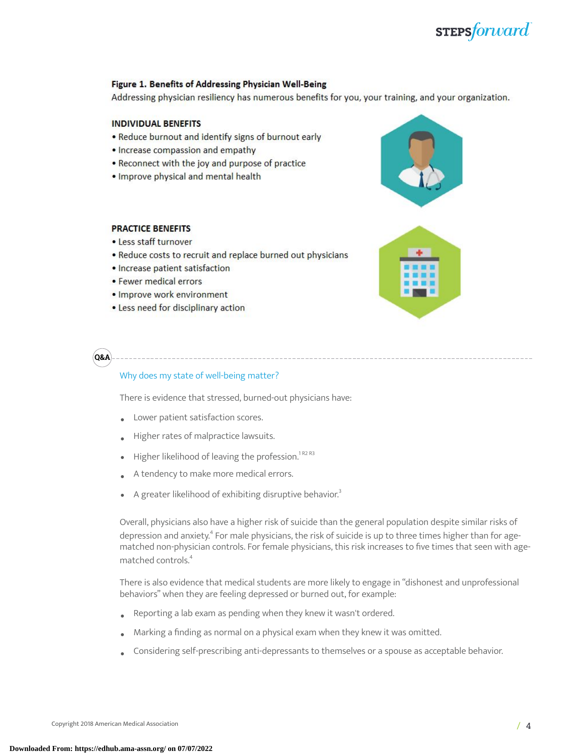**Figure 1. Benefits of Addressing Physician Well-Being**

Addressing physician resiliency has numerous benefits for you, your training, and your organization.

**INDIVIDUAL BENEFITS**

- Reduce burnout and identify signs of burnout early
- Increase compassion and empathy
- Reconnect with the joy and purpose of practice
- Improve physical and mental health

**PRACTICE BENEFITS**

- Less staff turnover
- Reduce costs to recruit and replace burned out physicians
- Increase patient satisfaction
- Fewer medical errors
- Improve work environment
- Less need for disciplinary action

Q&A

### Why does my state of well-being matter?

There is evidence that stressed, burned-out physicians have:

- Lower patient satisfaction scores.
- Higher rates of malpractice lawsuits.
- Higher likelihood of leaving the profession.[1 R2 R3]
- A tendency to make more medical errors.
- A greater likelihood of exhibiting disruptive behavior.[3]

Overall, physicians also have a higher risk of suicide than the general population despite similar risks of depression and anxiety.[4] For male physicians, the risk of suicide is up to three times higher than for age-matched non-physician controls. For female physicians, this risk increases to five times that seen with age-matched controls.[4]

There is also evidence that medical students are more likely to engage in "dishonest and unprofessional behaviors" when they are feeling depressed or burned out, for example:

- Reporting a lab exam as pending when they knew it wasn't ordered.
- Marking a finding as normal on a physical exam when they knew it was omitted.
- Considering self-prescribing anti-depressants to themselves or a spouse as acceptable behavior.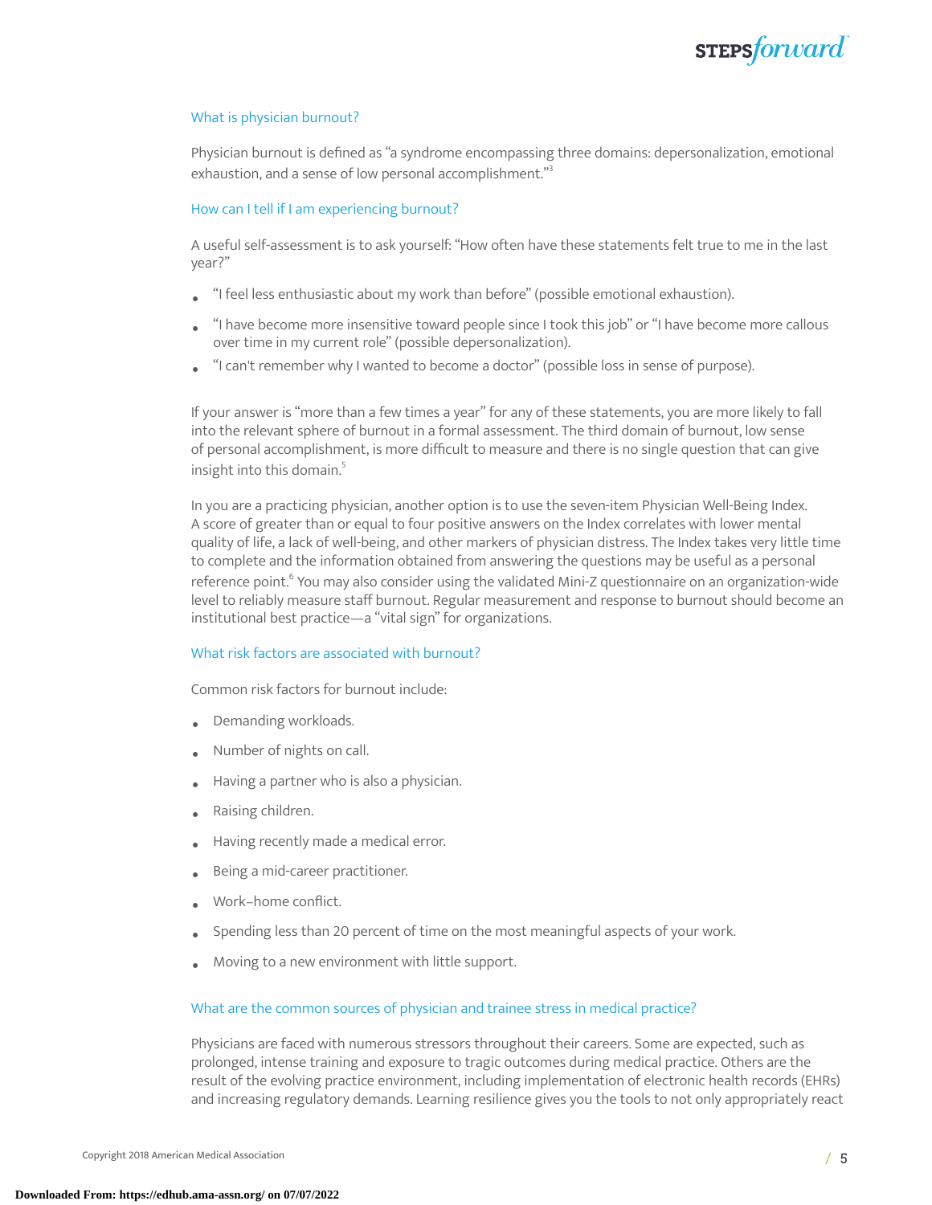### What is physician burnout?

Physician burnout is defined as "a syndrome encompassing three domains: depersonalization, emotional exhaustion, and a sense of low personal accomplishment."[3]

### How can I tell if I am experiencing burnout?

A useful self-assessment is to ask yourself: "How often have these statements felt true to me in the last year?"

- "I feel less enthusiastic about my work than before" (possible emotional exhaustion).
- "I have become more insensitive toward people since I took this job" or "I have become more callous over time in my current role" (possible depersonalization).
- "I can't remember why I wanted to become a doctor" (possible loss in sense of purpose).

If your answer is "more than a few times a year" for any of these statements, you are more likely to fall into the relevant sphere of burnout in a formal assessment. The third domain of burnout, low sense of personal accomplishment, is more difficult to measure and there is no single question that can give insight into this domain.[5]

In you are a practicing physician, another option is to use the seven-item Physician Well-Being Index. A score of greater than or equal to four positive answers on the Index correlates with lower mental quality of life, a lack of well-being, and other markers of physician distress. The Index takes very little time to complete and the information obtained from answering the questions may be useful as a personal reference point.[6] You may also consider using the validated Mini-Z questionnaire on an organization-wide level to reliably measure staff burnout. Regular measurement and response to burnout should become an institutional best practice—a "vital sign" for organizations.

### What risk factors are associated with burnout?

Common risk factors for burnout include:

- Demanding workloads.
- Number of nights on call.
- Having a partner who is also a physician.
- Raising children.
- Having recently made a medical error.
- Being a mid-career practitioner.
- Work–home conflict.
- Spending less than 20 percent of time on the most meaningful aspects of your work.
- Moving to a new environment with little support.

### What are the common sources of physician and trainee stress in medical practice?

Physicians are faced with numerous stressors throughout their careers. Some are expected, such as prolonged, intense training and exposure to tragic outcomes during medical practice. Others are the result of the evolving practice environment, including implementation of electronic health records (EHRs) and increasing regulatory demands. Learning resilience gives you the tools to not only appropriately react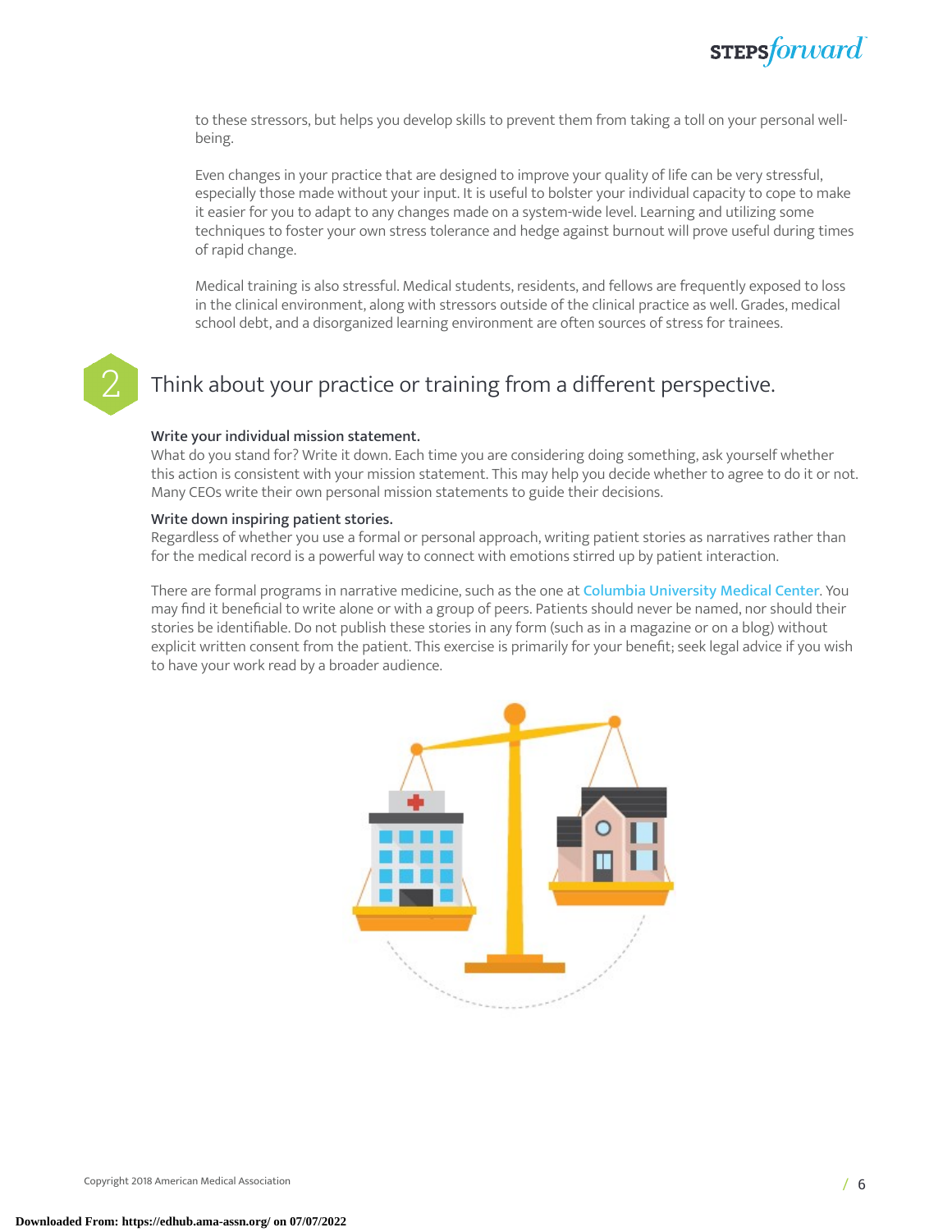to these stressors, but helps you develop skills to prevent them from taking a toll on your personal well-being.

Even changes in your practice that are designed to improve your quality of life can be very stressful, especially those made without your input. It is useful to bolster your individual capacity to cope to make it easier for you to adapt to any changes made on a system-wide level. Learning and utilizing some techniques to foster your own stress tolerance and hedge against burnout will prove useful during times of rapid change.

Medical training is also stressful. Medical students, residents, and fellows are frequently exposed to loss in the clinical environment, along with stressors outside of the clinical practice as well. Grades, medical school debt, and a disorganized learning environment are often sources of stress for trainees.

## 2 Think about your practice or training from a different perspective.

**Write your individual mission statement.**
What do you stand for? Write it down. Each time you are considering doing something, ask yourself whether this action is consistent with your mission statement. This may help you decide whether to agree to do it or not. Many CEOs write their own personal mission statements to guide their decisions.

**Write down inspiring patient stories.**
Regardless of whether you use a formal or personal approach, writing patient stories as narratives rather than for the medical record is a powerful way to connect with emotions stirred up by patient interaction.

There are formal programs in narrative medicine, such as the one at Columbia University Medical Center. You may find it beneficial to write alone or with a group of peers. Patients should never be named, nor should their stories be identifiable. Do not publish these stories in any form (such as in a magazine or on a blog) without explicit written consent from the patient. This exercise is primarily for your benefit; seek legal advice if you wish to have your work read by a broader audience.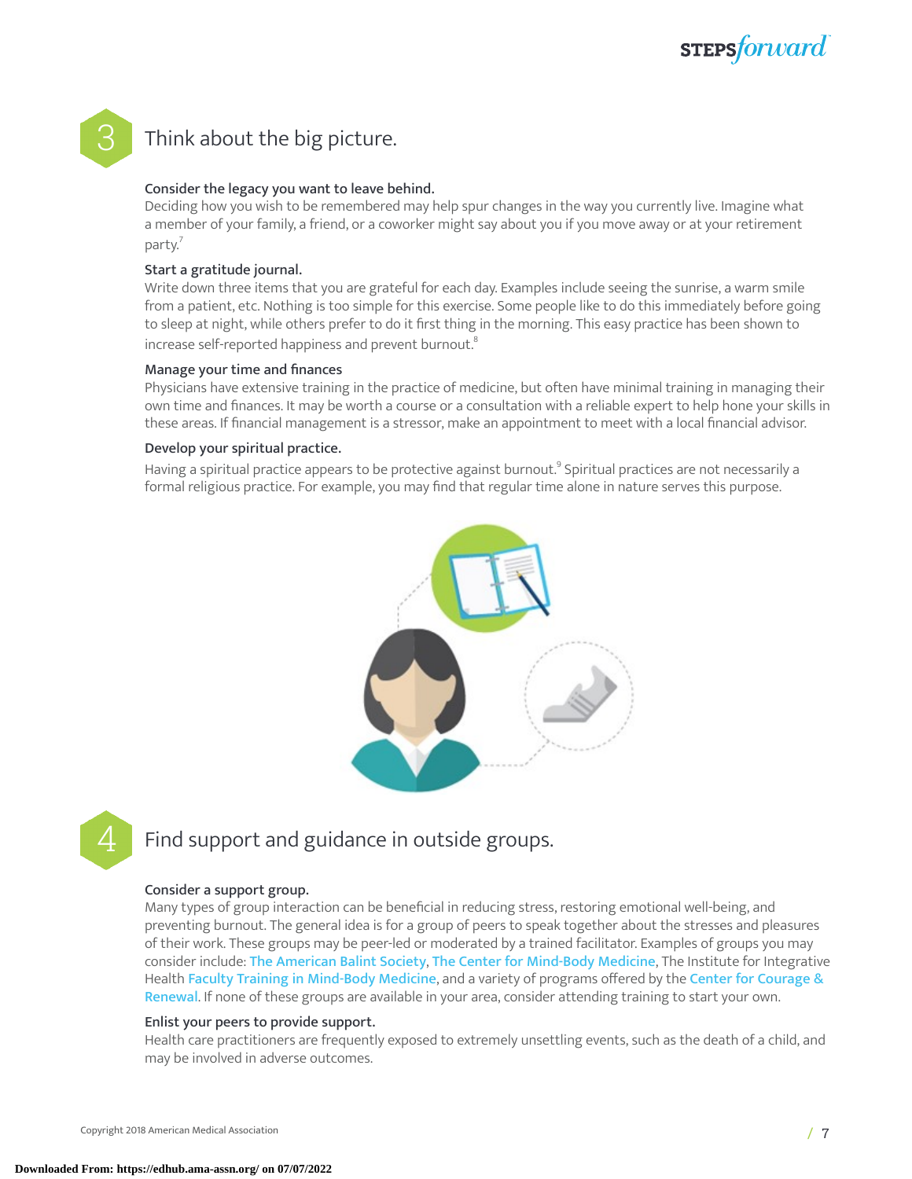## 3 Think about the big picture.

**Consider the legacy you want to leave behind.**
Deciding how you wish to be remembered may help spur changes in the way you currently live. Imagine what a member of your family, a friend, or a coworker might say about you if you move away or at your retirement party.[7]

**Start a gratitude journal.**
Write down three items that you are grateful for each day. Examples include seeing the sunrise, a warm smile from a patient, etc. Nothing is too simple for this exercise. Some people like to do this immediately before going to sleep at night, while others prefer to do it first thing in the morning. This easy practice has been shown to increase self-reported happiness and prevent burnout.[8]

**Manage your time and finances**
Physicians have extensive training in the practice of medicine, but often have minimal training in managing their own time and finances. It may be worth a course or a consultation with a reliable expert to help hone your skills in these areas. If financial management is a stressor, make an appointment to meet with a local financial advisor.

**Develop your spiritual practice.**
Having a spiritual practice appears to be protective against burnout.[9] Spiritual practices are not necessarily a formal religious practice. For example, you may find that regular time alone in nature serves this purpose.

## 4 Find support and guidance in outside groups.

**Consider a support group.**
Many types of group interaction can be beneficial in reducing stress, restoring emotional well-being, and preventing burnout. The general idea is for a group of peers to speak together about the stresses and pleasures of their work. These groups may be peer-led or moderated by a trained facilitator. Examples of groups you may consider include: The American Balint Society, The Center for Mind-Body Medicine, The Institute for Integrative Health Faculty Training in Mind-Body Medicine, and a variety of programs offered by the Center for Courage & Renewal. If none of these groups are available in your area, consider attending training to start your own.

**Enlist your peers to provide support.**
Health care practitioners are frequently exposed to extremely unsettling events, such as the death of a child, and may be involved in adverse outcomes.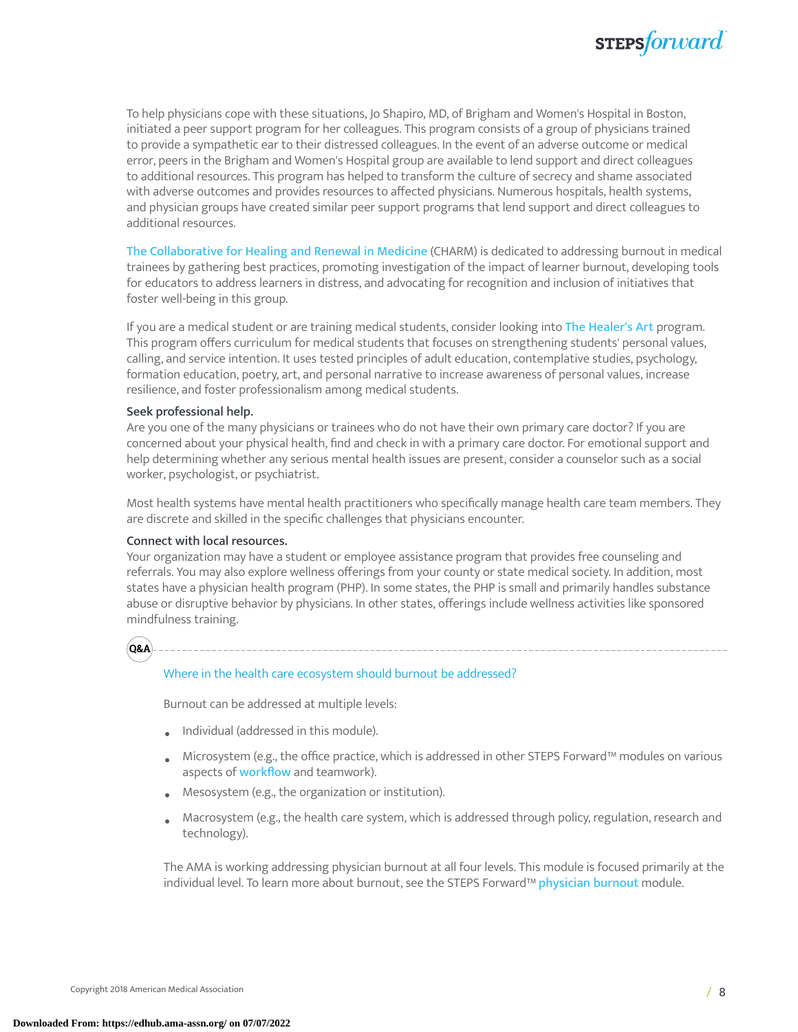To help physicians cope with these situations, Jo Shapiro, MD, of Brigham and Women's Hospital in Boston, initiated a peer support program for her colleagues. This program consists of a group of physicians trained to provide a sympathetic ear to their distressed colleagues. In the event of an adverse outcome or medical error, peers in the Brigham and Women's Hospital group are available to lend support and direct colleagues to additional resources. This program has helped to transform the culture of secrecy and shame associated with adverse outcomes and provides resources to affected physicians. Numerous hospitals, health systems, and physician groups have created similar peer support programs that lend support and direct colleagues to additional resources.

The Collaborative for Healing and Renewal in Medicine (CHARM) is dedicated to addressing burnout in medical trainees by gathering best practices, promoting investigation of the impact of learner burnout, developing tools for educators to address learners in distress, and advocating for recognition and inclusion of initiatives that foster well-being in this group.

If you are a medical student or are training medical students, consider looking into The Healer's Art program. This program offers curriculum for medical students that focuses on strengthening students' personal values, calling, and service intention. It uses tested principles of adult education, contemplative studies, psychology, formation education, poetry, art, and personal narrative to increase awareness of personal values, increase resilience, and foster professionalism among medical students.

**Seek professional help.**

Are you one of the many physicians or trainees who do not have their own primary care doctor? If you are concerned about your physical health, find and check in with a primary care doctor. For emotional support and help determining whether any serious mental health issues are present, consider a counselor such as a social worker, psychologist, or psychiatrist.

Most health systems have mental health practitioners who specifically manage health care team members. They are discrete and skilled in the specific challenges that physicians encounter.

**Connect with local resources.**

Your organization may have a student or employee assistance program that provides free counseling and referrals. You may also explore wellness offerings from your county or state medical society. In addition, most states have a physician health program (PHP). In some states, the PHP is small and primarily handles substance abuse or disruptive behavior by physicians. In other states, offerings include wellness activities like sponsored mindfulness training.

**Q&A**

Where in the health care ecosystem should burnout be addressed?

Burnout can be addressed at multiple levels:

- Individual (addressed in this module).
- Microsystem (e.g., the office practice, which is addressed in other STEPS Forward™ modules on various aspects of workflow and teamwork).
- Mesosystem (e.g., the organization or institution).
- Macrosystem (e.g., the health care system, which is addressed through policy, regulation, research and technology).

The AMA is working addressing physician burnout at all four levels. This module is focused primarily at the individual level. To learn more about burnout, see the STEPS Forward™ physician burnout module.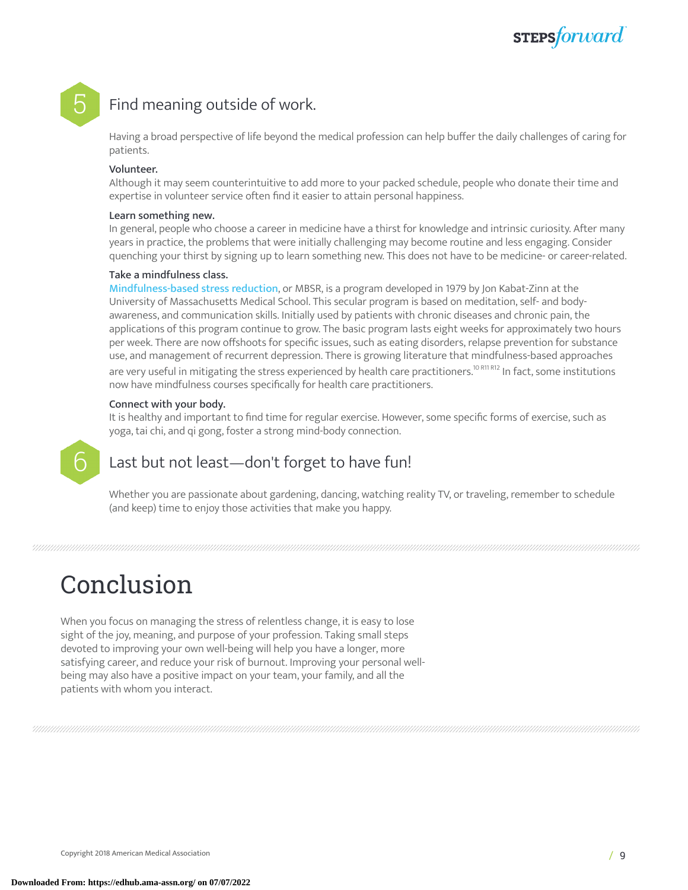## 5 Find meaning outside of work.

Having a broad perspective of life beyond the medical profession can help buffer the daily challenges of caring for patients.

**Volunteer.**
Although it may seem counterintuitive to add more to your packed schedule, people who donate their time and expertise in volunteer service often find it easier to attain personal happiness.

**Learn something new.**
In general, people who choose a career in medicine have a thirst for knowledge and intrinsic curiosity. After many years in practice, the problems that were initially challenging may become routine and less engaging. Consider quenching your thirst by signing up to learn something new. This does not have to be medicine- or career-related.

**Take a mindfulness class.**
Mindfulness-based stress reduction, or MBSR, is a program developed in 1979 by Jon Kabat-Zinn at the University of Massachusetts Medical School. This secular program is based on meditation, self- and body-awareness, and communication skills. Initially used by patients with chronic diseases and chronic pain, the applications of this program continue to grow. The basic program lasts eight weeks for approximately two hours per week. There are now offshoots for specific issues, such as eating disorders, relapse prevention for substance use, and management of recurrent depression. There is growing literature that mindfulness-based approaches are very useful in mitigating the stress experienced by health care practitioners.[10 R11 R12] In fact, some institutions now have mindfulness courses specifically for health care practitioners.

**Connect with your body.**
It is healthy and important to find time for regular exercise. However, some specific forms of exercise, such as yoga, tai chi, and qi gong, foster a strong mind-body connection.

## 6 Last but not least—don't forget to have fun!

Whether you are passionate about gardening, dancing, watching reality TV, or traveling, remember to schedule (and keep) time to enjoy those activities that make you happy.

# Conclusion

When you focus on managing the stress of relentless change, it is easy to lose sight of the joy, meaning, and purpose of your profession. Taking small steps devoted to improving your own well-being will help you have a longer, more satisfying career, and reduce your risk of burnout. Improving your personal well-being may also have a positive impact on your team, your family, and all the patients with whom you interact.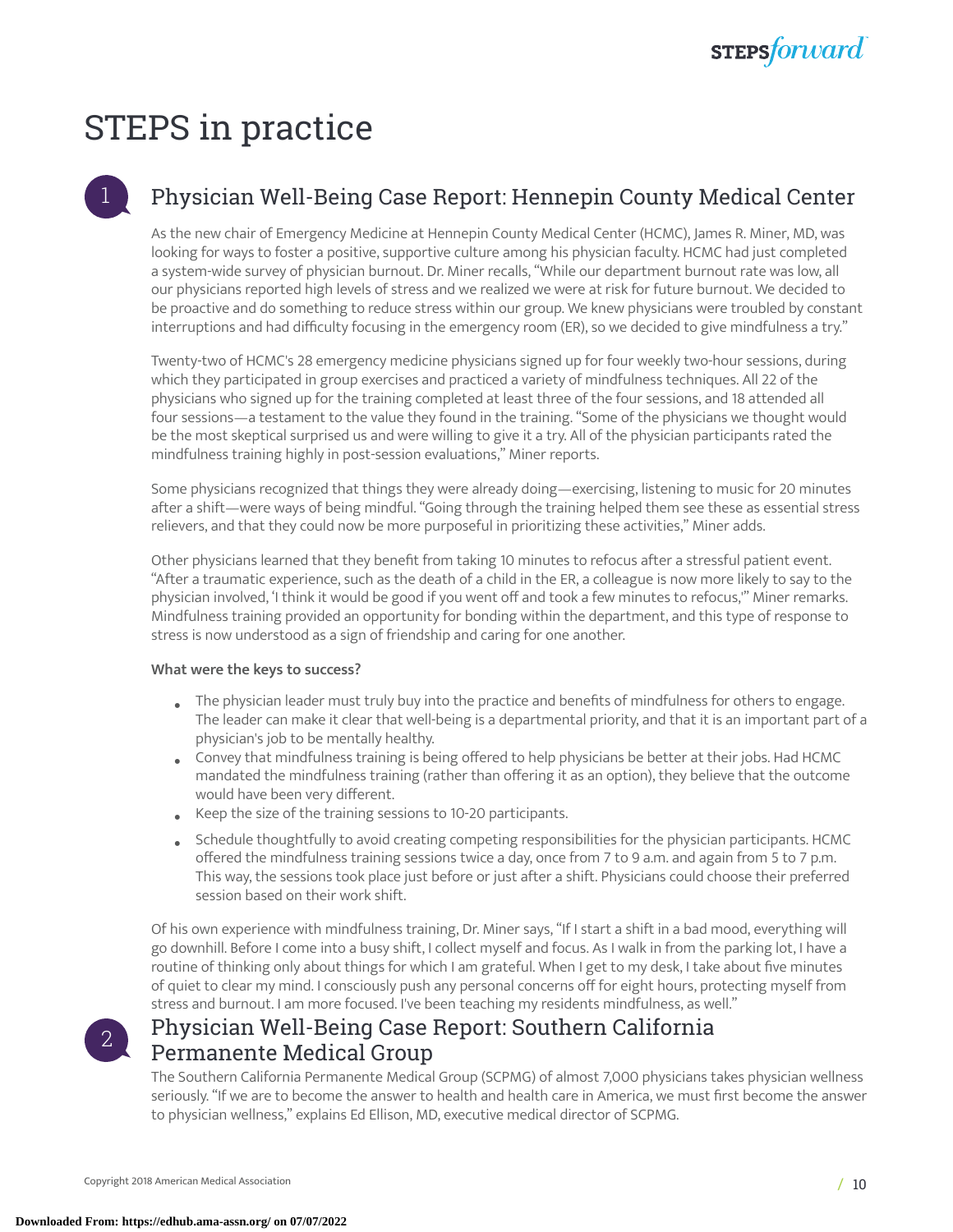# STEPS in practice

## 1 Physician Well-Being Case Report: Hennepin County Medical Center

As the new chair of Emergency Medicine at Hennepin County Medical Center (HCMC), James R. Miner, MD, was looking for ways to foster a positive, supportive culture among his physician faculty. HCMC had just completed a system-wide survey of physician burnout. Dr. Miner recalls, "While our department burnout rate was low, all our physicians reported high levels of stress and we realized we were at risk for future burnout. We decided to be proactive and do something to reduce stress within our group. We knew physicians were troubled by constant interruptions and had difficulty focusing in the emergency room (ER), so we decided to give mindfulness a try."

Twenty-two of HCMC's 28 emergency medicine physicians signed up for four weekly two-hour sessions, during which they participated in group exercises and practiced a variety of mindfulness techniques. All 22 of the physicians who signed up for the training completed at least three of the four sessions, and 18 attended all four sessions—a testament to the value they found in the training. "Some of the physicians we thought would be the most skeptical surprised us and were willing to give it a try. All of the physician participants rated the mindfulness training highly in post-session evaluations," Miner reports.

Some physicians recognized that things they were already doing—exercising, listening to music for 20 minutes after a shift—were ways of being mindful. "Going through the training helped them see these as essential stress relievers, and that they could now be more purposeful in prioritizing these activities," Miner adds.

Other physicians learned that they benefit from taking 10 minutes to refocus after a stressful patient event. "After a traumatic experience, such as the death of a child in the ER, a colleague is now more likely to say to the physician involved, 'I think it would be good if you went off and took a few minutes to refocus,'" Miner remarks. Mindfulness training provided an opportunity for bonding within the department, and this type of response to stress is now understood as a sign of friendship and caring for one another.

**What were the keys to success?**

- The physician leader must truly buy into the practice and benefits of mindfulness for others to engage. The leader can make it clear that well-being is a departmental priority, and that it is an important part of a physician's job to be mentally healthy.
- Convey that mindfulness training is being offered to help physicians be better at their jobs. Had HCMC mandated the mindfulness training (rather than offering it as an option), they believe that the outcome would have been very different.
- Keep the size of the training sessions to 10-20 participants.
- Schedule thoughtfully to avoid creating competing responsibilities for the physician participants. HCMC offered the mindfulness training sessions twice a day, once from 7 to 9 a.m. and again from 5 to 7 p.m. This way, the sessions took place just before or just after a shift. Physicians could choose their preferred session based on their work shift.

Of his own experience with mindfulness training, Dr. Miner says, "If I start a shift in a bad mood, everything will go downhill. Before I come into a busy shift, I collect myself and focus. As I walk in from the parking lot, I have a routine of thinking only about things for which I am grateful. When I get to my desk, I take about five minutes of quiet to clear my mind. I consciously push any personal concerns off for eight hours, protecting myself from stress and burnout. I am more focused. I've been teaching my residents mindfulness, as well."

## 2 Physician Well-Being Case Report: Southern California Permanente Medical Group

The Southern California Permanente Medical Group (SCPMG) of almost 7,000 physicians takes physician wellness seriously. "If we are to become the answer to health and health care in America, we must first become the answer to physician wellness," explains Ed Ellison, MD, executive medical director of SCPMG.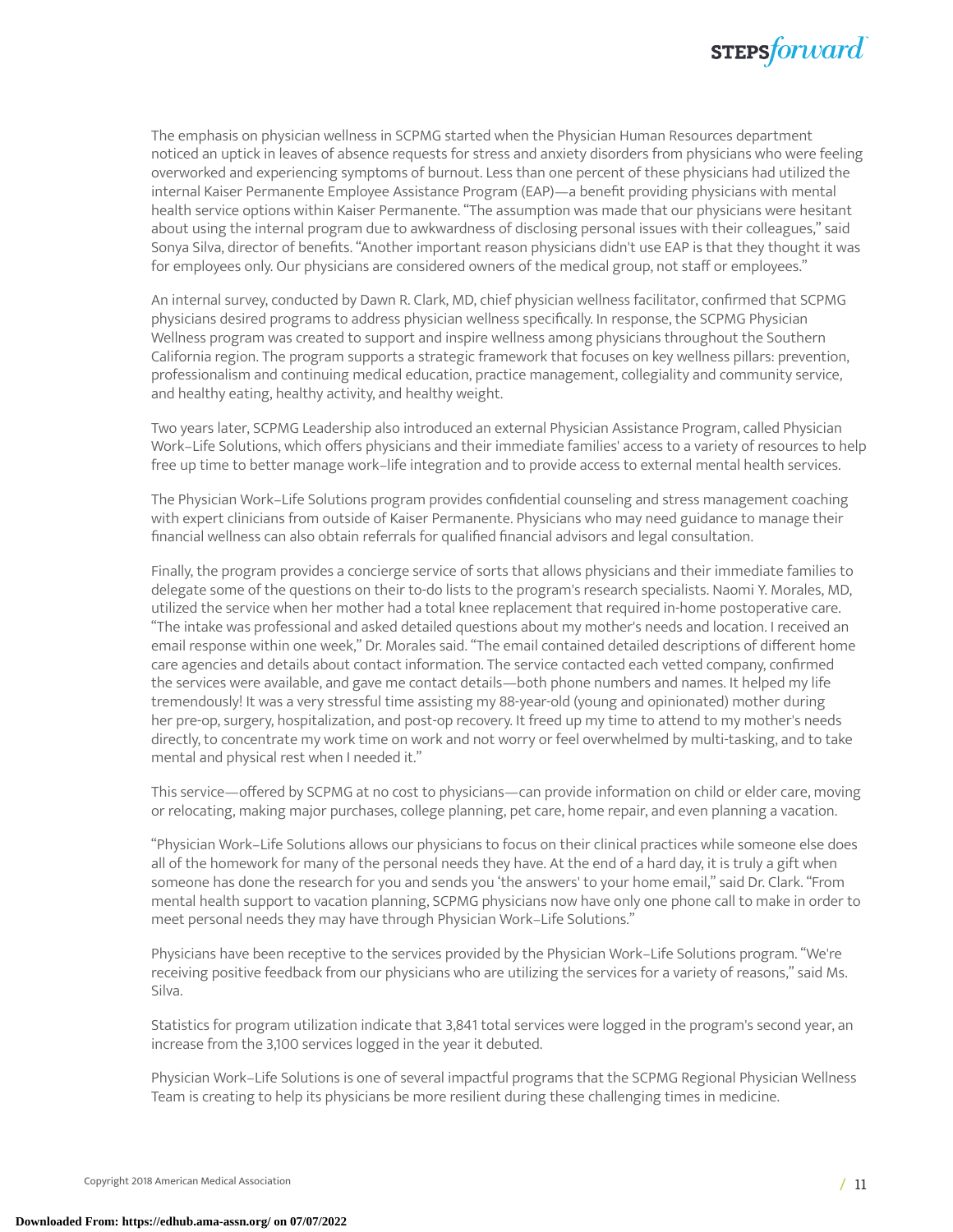The emphasis on physician wellness in SCPMG started when the Physician Human Resources department noticed an uptick in leaves of absence requests for stress and anxiety disorders from physicians who were feeling overworked and experiencing symptoms of burnout. Less than one percent of these physicians had utilized the internal Kaiser Permanente Employee Assistance Program (EAP)—a benefit providing physicians with mental health service options within Kaiser Permanente. "The assumption was made that our physicians were hesitant about using the internal program due to awkwardness of disclosing personal issues with their colleagues," said Sonya Silva, director of benefits. "Another important reason physicians didn't use EAP is that they thought it was for employees only. Our physicians are considered owners of the medical group, not staff or employees."

An internal survey, conducted by Dawn R. Clark, MD, chief physician wellness facilitator, confirmed that SCPMG physicians desired programs to address physician wellness specifically. In response, the SCPMG Physician Wellness program was created to support and inspire wellness among physicians throughout the Southern California region. The program supports a strategic framework that focuses on key wellness pillars: prevention, professionalism and continuing medical education, practice management, collegiality and community service, and healthy eating, healthy activity, and healthy weight.

Two years later, SCPMG Leadership also introduced an external Physician Assistance Program, called Physician Work–Life Solutions, which offers physicians and their immediate families' access to a variety of resources to help free up time to better manage work–life integration and to provide access to external mental health services.

The Physician Work–Life Solutions program provides confidential counseling and stress management coaching with expert clinicians from outside of Kaiser Permanente. Physicians who may need guidance to manage their financial wellness can also obtain referrals for qualified financial advisors and legal consultation.

Finally, the program provides a concierge service of sorts that allows physicians and their immediate families to delegate some of the questions on their to-do lists to the program's research specialists. Naomi Y. Morales, MD, utilized the service when her mother had a total knee replacement that required in-home postoperative care. "The intake was professional and asked detailed questions about my mother's needs and location. I received an email response within one week," Dr. Morales said. "The email contained detailed descriptions of different home care agencies and details about contact information. The service contacted each vetted company, confirmed the services were available, and gave me contact details—both phone numbers and names. It helped my life tremendously! It was a very stressful time assisting my 88-year-old (young and opinionated) mother during her pre-op, surgery, hospitalization, and post-op recovery. It freed up my time to attend to my mother's needs directly, to concentrate my work time on work and not worry or feel overwhelmed by multi-tasking, and to take mental and physical rest when I needed it."

This service—offered by SCPMG at no cost to physicians—can provide information on child or elder care, moving or relocating, making major purchases, college planning, pet care, home repair, and even planning a vacation.

"Physician Work–Life Solutions allows our physicians to focus on their clinical practices while someone else does all of the homework for many of the personal needs they have. At the end of a hard day, it is truly a gift when someone has done the research for you and sends you 'the answers' to your home email," said Dr. Clark. "From mental health support to vacation planning, SCPMG physicians now have only one phone call to make in order to meet personal needs they may have through Physician Work–Life Solutions."

Physicians have been receptive to the services provided by the Physician Work–Life Solutions program. "We're receiving positive feedback from our physicians who are utilizing the services for a variety of reasons," said Ms. Silva.

Statistics for program utilization indicate that 3,841 total services were logged in the program's second year, an increase from the 3,100 services logged in the year it debuted.

Physician Work–Life Solutions is one of several impactful programs that the SCPMG Regional Physician Wellness Team is creating to help its physicians be more resilient during these challenging times in medicine.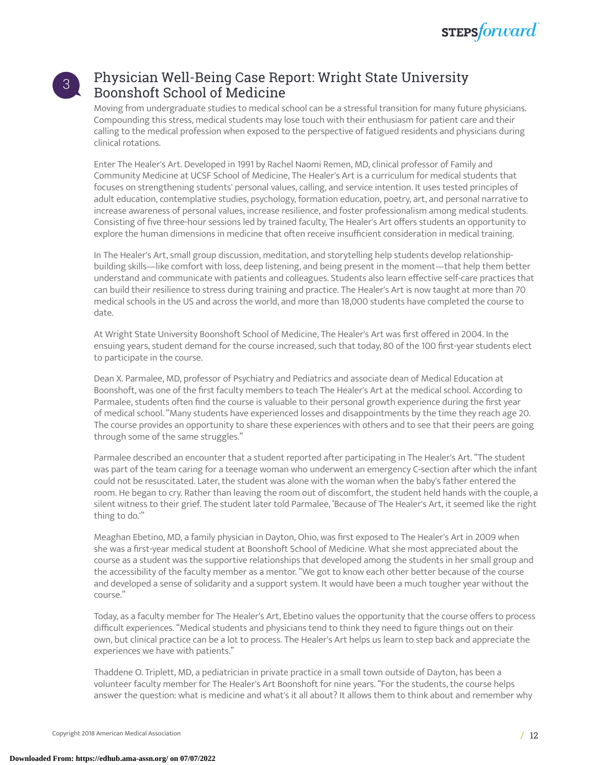## Physician Well-Being Case Report: Wright State University Boonshoft School of Medicine

Moving from undergraduate studies to medical school can be a stressful transition for many future physicians. Compounding this stress, medical students may lose touch with their enthusiasm for patient care and their calling to the medical profession when exposed to the perspective of fatigued residents and physicians during clinical rotations.

Enter The Healer's Art. Developed in 1991 by Rachel Naomi Remen, MD, clinical professor of Family and Community Medicine at UCSF School of Medicine, The Healer's Art is a curriculum for medical students that focuses on strengthening students' personal values, calling, and service intention. It uses tested principles of adult education, contemplative studies, psychology, formation education, poetry, art, and personal narrative to increase awareness of personal values, increase resilience, and foster professionalism among medical students. Consisting of five three-hour sessions led by trained faculty, The Healer's Art offers students an opportunity to explore the human dimensions in medicine that often receive insufficient consideration in medical training.

In The Healer's Art, small group discussion, meditation, and storytelling help students develop relationship-building skills—like comfort with loss, deep listening, and being present in the moment—that help them better understand and communicate with patients and colleagues. Students also learn effective self-care practices that can build their resilience to stress during training and practice. The Healer's Art is now taught at more than 70 medical schools in the US and across the world, and more than 18,000 students have completed the course to date.

At Wright State University Boonshoft School of Medicine, The Healer's Art was first offered in 2004. In the ensuing years, student demand for the course increased, such that today, 80 of the 100 first-year students elect to participate in the course.

Dean X. Parmalee, MD, professor of Psychiatry and Pediatrics and associate dean of Medical Education at Boonshoft, was one of the first faculty members to teach The Healer's Art at the medical school. According to Parmalee, students often find the course is valuable to their personal growth experience during the first year of medical school. "Many students have experienced losses and disappointments by the time they reach age 20. The course provides an opportunity to share these experiences with others and to see that their peers are going through some of the same struggles."

Parmalee described an encounter that a student reported after participating in The Healer's Art. "The student was part of the team caring for a teenage woman who underwent an emergency C-section after which the infant could not be resuscitated. Later, the student was alone with the woman when the baby's father entered the room. He began to cry. Rather than leaving the room out of discomfort, the student held hands with the couple, a silent witness to their grief. The student later told Parmalee, 'Because of The Healer's Art, it seemed like the right thing to do.'"

Meaghan Ebetino, MD, a family physician in Dayton, Ohio, was first exposed to The Healer's Art in 2009 when she was a first-year medical student at Boonshoft School of Medicine. What she most appreciated about the course as a student was the supportive relationships that developed among the students in her small group and the accessibility of the faculty member as a mentor. "We got to know each other better because of the course and developed a sense of solidarity and a support system. It would have been a much tougher year without the course."

Today, as a faculty member for The Healer's Art, Ebetino values the opportunity that the course offers to process difficult experiences. "Medical students and physicians tend to think they need to figure things out on their own, but clinical practice can be a lot to process. The Healer's Art helps us learn to step back and appreciate the experiences we have with patients."

Thaddene O. Triplett, MD, a pediatrician in private practice in a small town outside of Dayton, has been a volunteer faculty member for The Healer's Art Boonshoft for nine years. "For the students, the course helps answer the question: what is medicine and what's it all about? It allows them to think about and remember why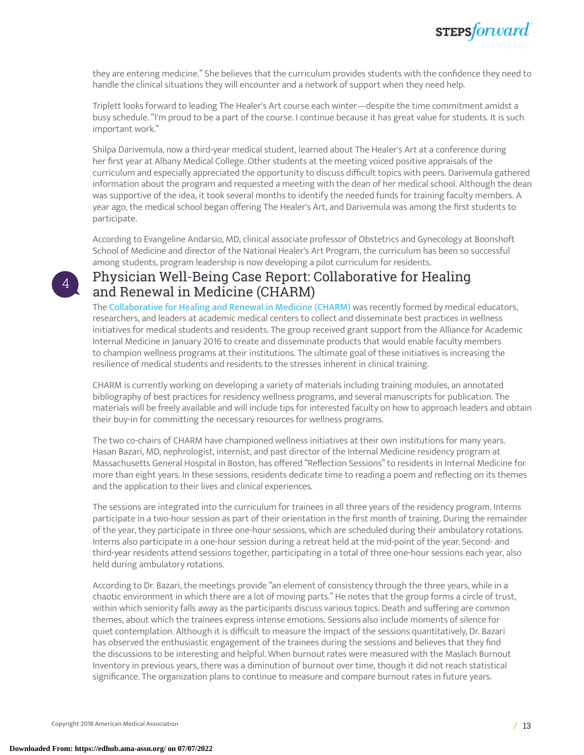they are entering medicine." She believes that the curriculum provides students with the confidence they need to handle the clinical situations they will encounter and a network of support when they need help.

Triplett looks forward to leading The Healer's Art course each winter—despite the time commitment amidst a busy schedule. "I'm proud to be a part of the course. I continue because it has great value for students. It is such important work."

Shilpa Darivemula, now a third-year medical student, learned about The Healer's Art at a conference during her first year at Albany Medical College. Other students at the meeting voiced positive appraisals of the curriculum and especially appreciated the opportunity to discuss difficult topics with peers. Darivemula gathered information about the program and requested a meeting with the dean of her medical school. Although the dean was supportive of the idea, it took several months to identify the needed funds for training faculty members. A year ago, the medical school began offering The Healer's Art, and Darivemula was among the first students to participate.

According to Evangeline Andarsio, MD, clinical associate professor of Obstetrics and Gynecology at Boonshoft School of Medicine and director of the National Healer's Art Program, the curriculum has been so successful among students, program leadership is now developing a pilot curriculum for residents.

## 4 Physician Well-Being Case Report: Collaborative for Healing and Renewal in Medicine (CHARM)

The Collaborative for Healing and Renewal in Medicine (CHARM) was recently formed by medical educators, researchers, and leaders at academic medical centers to collect and disseminate best practices in wellness initiatives for medical students and residents. The group received grant support from the Alliance for Academic Internal Medicine in January 2016 to create and disseminate products that would enable faculty members to champion wellness programs at their institutions. The ultimate goal of these initiatives is increasing the resilience of medical students and residents to the stresses inherent in clinical training.

CHARM is currently working on developing a variety of materials including training modules, an annotated bibliography of best practices for residency wellness programs, and several manuscripts for publication. The materials will be freely available and will include tips for interested faculty on how to approach leaders and obtain their buy-in for committing the necessary resources for wellness programs.

The two co-chairs of CHARM have championed wellness initiatives at their own institutions for many years. Hasan Bazari, MD, nephrologist, internist, and past director of the Internal Medicine residency program at Massachusetts General Hospital in Boston, has offered "Reflection Sessions" to residents in Internal Medicine for more than eight years. In these sessions, residents dedicate time to reading a poem and reflecting on its themes and the application to their lives and clinical experiences.

The sessions are integrated into the curriculum for trainees in all three years of the residency program. Interns participate in a two-hour session as part of their orientation in the first month of training. During the remainder of the year, they participate in three one-hour sessions, which are scheduled during their ambulatory rotations. Interns also participate in a one-hour session during a retreat held at the mid-point of the year. Second- and third-year residents attend sessions together, participating in a total of three one-hour sessions each year, also held during ambulatory rotations.

According to Dr. Bazari, the meetings provide "an element of consistency through the three years, while in a chaotic environment in which there are a lot of moving parts." He notes that the group forms a circle of trust, within which seniority falls away as the participants discuss various topics. Death and suffering are common themes, about which the trainees express intense emotions. Sessions also include moments of silence for quiet contemplation. Although it is difficult to measure the impact of the sessions quantitatively, Dr. Bazari has observed the enthusiastic engagement of the trainees during the sessions and believes that they find the discussions to be interesting and helpful. When burnout rates were measured with the Maslach Burnout Inventory in previous years, there was a diminution of burnout over time, though it did not reach statistical significance. The organization plans to continue to measure and compare burnout rates in future years.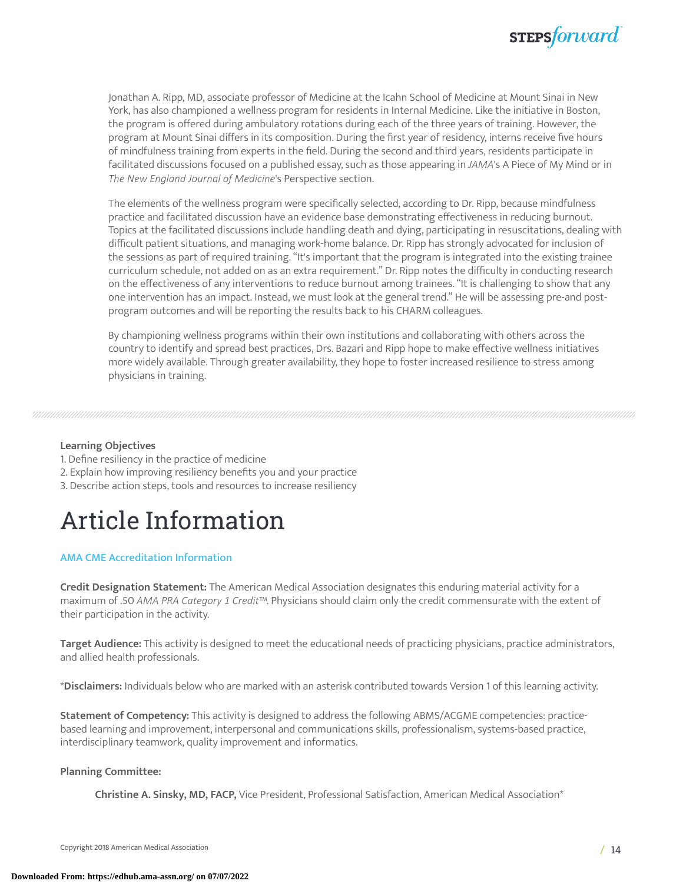Jonathan A. Ripp, MD, associate professor of Medicine at the Icahn School of Medicine at Mount Sinai in New York, has also championed a wellness program for residents in Internal Medicine. Like the initiative in Boston, the program is offered during ambulatory rotations during each of the three years of training. However, the program at Mount Sinai differs in its composition. During the first year of residency, interns receive five hours of mindfulness training from experts in the field. During the second and third years, residents participate in facilitated discussions focused on a published essay, such as those appearing in *JAMA*'s A Piece of My Mind or in *The New England Journal of Medicine*'s Perspective section.

The elements of the wellness program were specifically selected, according to Dr. Ripp, because mindfulness practice and facilitated discussion have an evidence base demonstrating effectiveness in reducing burnout. Topics at the facilitated discussions include handling death and dying, participating in resuscitations, dealing with difficult patient situations, and managing work-home balance. Dr. Ripp has strongly advocated for inclusion of the sessions as part of required training. "It's important that the program is integrated into the existing trainee curriculum schedule, not added on as an extra requirement." Dr. Ripp notes the difficulty in conducting research on the effectiveness of any interventions to reduce burnout among trainees. "It is challenging to show that any one intervention has an impact. Instead, we must look at the general trend." He will be assessing pre-and post-program outcomes and will be reporting the results back to his CHARM colleagues.

By championing wellness programs within their own institutions and collaborating with others across the country to identify and spread best practices, Drs. Bazari and Ripp hope to make effective wellness initiatives more widely available. Through greater availability, they hope to foster increased resilience to stress among physicians in training.

**Learning Objectives**

1. Define resiliency in the practice of medicine
2. Explain how improving resiliency benefits you and your practice
3. Describe action steps, tools and resources to increase resiliency

# Article Information

**AMA CME Accreditation Information**

**Credit Designation Statement:** The American Medical Association designates this enduring material activity for a maximum of .50 *AMA PRA Category 1 Credit*™. Physicians should claim only the credit commensurate with the extent of their participation in the activity.

**Target Audience:** This activity is designed to meet the educational needs of practicing physicians, practice administrators, and allied health professionals.

\***Disclaimers:** Individuals below who are marked with an asterisk contributed towards Version 1 of this learning activity.

**Statement of Competency:** This activity is designed to address the following ABMS/ACGME competencies: practice-based learning and improvement, interpersonal and communications skills, professionalism, systems-based practice, interdisciplinary teamwork, quality improvement and informatics.

**Planning Committee:**

**Christine A. Sinsky, MD, FACP,** Vice President, Professional Satisfaction, American Medical Association*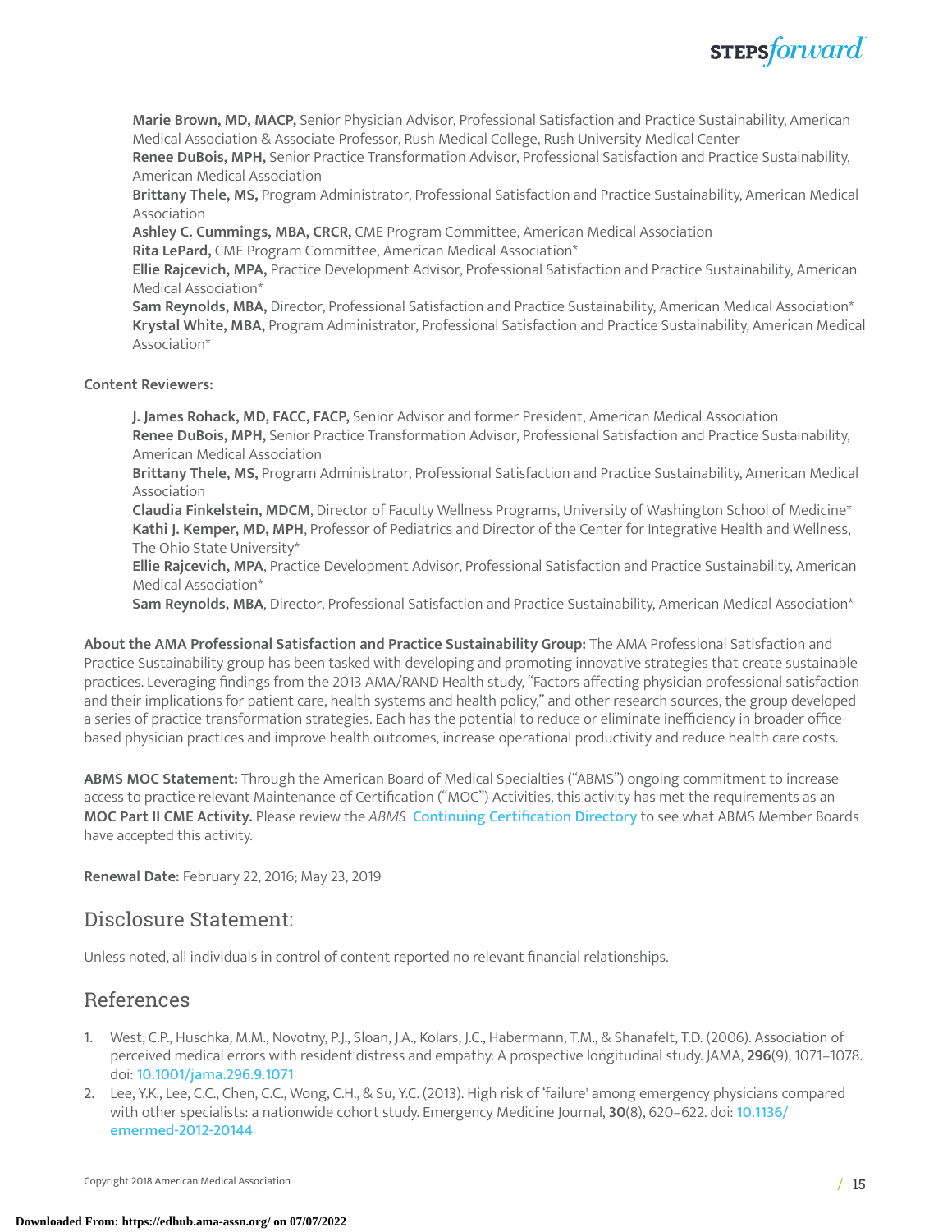**Marie Brown, MD, MACP,** Senior Physician Advisor, Professional Satisfaction and Practice Sustainability, American Medical Association & Associate Professor, Rush Medical College, Rush University Medical Center
**Renee DuBois, MPH,** Senior Practice Transformation Advisor, Professional Satisfaction and Practice Sustainability, American Medical Association
**Brittany Thele, MS,** Program Administrator, Professional Satisfaction and Practice Sustainability, American Medical Association
**Ashley C. Cummings, MBA, CRCR,** CME Program Committee, American Medical Association
**Rita LePard,** CME Program Committee, American Medical Association*
**Ellie Rajcevich, MPA,** Practice Development Advisor, Professional Satisfaction and Practice Sustainability, American Medical Association*
**Sam Reynolds, MBA,** Director, Professional Satisfaction and Practice Sustainability, American Medical Association*
**Krystal White, MBA,** Program Administrator, Professional Satisfaction and Practice Sustainability, American Medical Association*

**Content Reviewers:**

**J. James Rohack, MD, FACC, FACP,** Senior Advisor and former President, American Medical Association
**Renee DuBois, MPH,** Senior Practice Transformation Advisor, Professional Satisfaction and Practice Sustainability, American Medical Association
**Brittany Thele, MS,** Program Administrator, Professional Satisfaction and Practice Sustainability, American Medical Association
**Claudia Finkelstein, MDCM**, Director of Faculty Wellness Programs, University of Washington School of Medicine*
**Kathi J. Kemper, MD, MPH**, Professor of Pediatrics and Director of the Center for Integrative Health and Wellness, The Ohio State University*
**Ellie Rajcevich, MPA**, Practice Development Advisor, Professional Satisfaction and Practice Sustainability, American Medical Association*
**Sam Reynolds, MBA**, Director, Professional Satisfaction and Practice Sustainability, American Medical Association*

**About the AMA Professional Satisfaction and Practice Sustainability Group:** The AMA Professional Satisfaction and Practice Sustainability group has been tasked with developing and promoting innovative strategies that create sustainable practices. Leveraging findings from the 2013 AMA/RAND Health study, "Factors affecting physician professional satisfaction and their implications for patient care, health systems and health policy," and other research sources, the group developed a series of practice transformation strategies. Each has the potential to reduce or eliminate inefficiency in broader office-based physician practices and improve health outcomes, increase operational productivity and reduce health care costs.

**ABMS MOC Statement:** Through the American Board of Medical Specialties ("ABMS") ongoing commitment to increase access to practice relevant Maintenance of Certification ("MOC") Activities, this activity has met the requirements as an **MOC Part II CME Activity.** Please review the *ABMS* Continuing Certification Directory to see what ABMS Member Boards have accepted this activity.

**Renewal Date:** February 22, 2016; May 23, 2019

## Disclosure Statement:

Unless noted, all individuals in control of content reported no relevant financial relationships.

## References

1. West, C.P., Huschka, M.M., Novotny, P.J., Sloan, J.A., Kolars, J.C., Habermann, T.M., & Shanafelt, T.D. (2006). Association of perceived medical errors with resident distress and empathy: A prospective longitudinal study. JAMA, **296**(9), 1071–1078. doi: 10.1001/jama.296.9.1071
2. Lee, Y.K., Lee, C.C., Chen, C.C., Wong, C.H., & Su, Y.C. (2013). High risk of 'failure' among emergency physicians compared with other specialists: a nationwide cohort study. Emergency Medicine Journal, **30**(8), 620–622. doi: 10.1136/emermed-2012-20144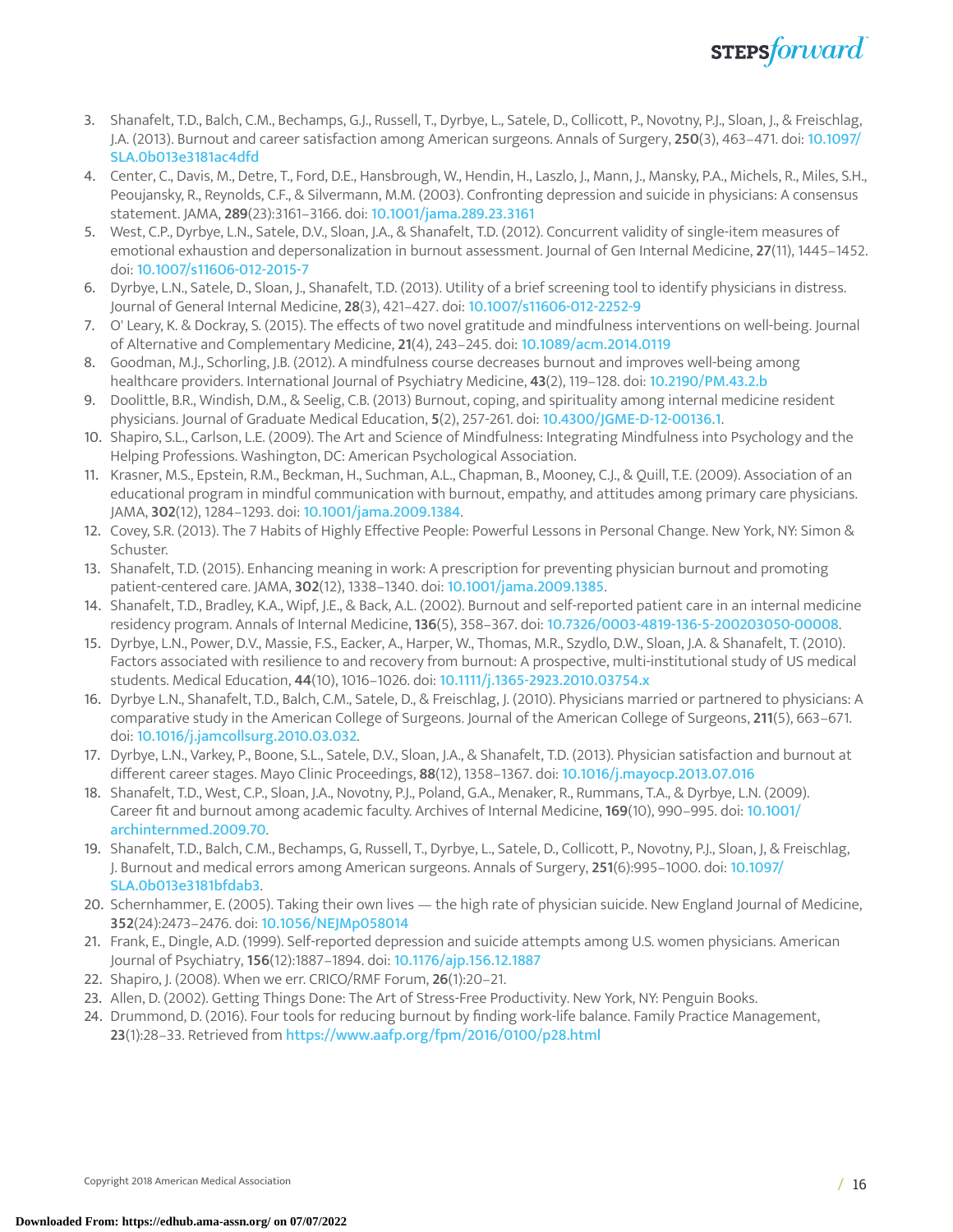3. Shanafelt, T.D., Balch, C.M., Bechamps, G.J., Russell, T., Dyrbye, L., Satele, D., Collicott, P., Novotny, P.J., Sloan, J., & Freischlag, J.A. (2013). Burnout and career satisfaction among American surgeons. Annals of Surgery, **250**(3), 463–471. doi: 10.1097/SLA.0b013e3181ac4dfd
4. Center, C., Davis, M., Detre, T., Ford, D.E., Hansbrough, W., Hendin, H., Laszlo, J., Mann, J., Mansky, P.A., Michels, R., Miles, S.H., Peoujansky, R., Reynolds, C.F., & Silvermann, M.M. (2003). Confronting depression and suicide in physicians: A consensus statement. JAMA, **289**(23):3161–3166. doi: 10.1001/jama.289.23.3161
5. West, C.P., Dyrbye, L.N., Satele, D.V., Sloan, J.A., & Shanafelt, T.D. (2012). Concurrent validity of single-item measures of emotional exhaustion and depersonalization in burnout assessment. Journal of Gen Internal Medicine, **27**(11), 1445–1452. doi: 10.1007/s11606-012-2015-7
6. Dyrbye, L.N., Satele, D., Sloan, J., Shanafelt, T.D. (2013). Utility of a brief screening tool to identify physicians in distress. Journal of General Internal Medicine, **28**(3), 421–427. doi: 10.1007/s11606-012-2252-9
7. O' Leary, K. & Dockray, S. (2015). The effects of two novel gratitude and mindfulness interventions on well-being. Journal of Alternative and Complementary Medicine, **21**(4), 243–245. doi: 10.1089/acm.2014.0119
8. Goodman, M.J., Schorling, J.B. (2012). A mindfulness course decreases burnout and improves well-being among healthcare providers. International Journal of Psychiatry Medicine, **43**(2), 119–128. doi: 10.2190/PM.43.2.b
9. Doolittle, B.R., Windish, D.M., & Seelig, C.B. (2013) Burnout, coping, and spirituality among internal medicine resident physicians. Journal of Graduate Medical Education, **5**(2), 257-261. doi: 10.4300/JGME-D-12-00136.1.
10. Shapiro, S.L., Carlson, L.E. (2009). The Art and Science of Mindfulness: Integrating Mindfulness into Psychology and the Helping Professions. Washington, DC: American Psychological Association.
11. Krasner, M.S., Epstein, R.M., Beckman, H., Suchman, A.L., Chapman, B., Mooney, C.J., & Quill, T.E. (2009). Association of an educational program in mindful communication with burnout, empathy, and attitudes among primary care physicians. JAMA, **302**(12), 1284–1293. doi: 10.1001/jama.2009.1384.
12. Covey, S.R. (2013). The 7 Habits of Highly Effective People: Powerful Lessons in Personal Change. New York, NY: Simon & Schuster.
13. Shanafelt, T.D. (2015). Enhancing meaning in work: A prescription for preventing physician burnout and promoting patient-centered care. JAMA, **302**(12), 1338–1340. doi: 10.1001/jama.2009.1385.
14. Shanafelt, T.D., Bradley, K.A., Wipf, J.E., & Back, A.L. (2002). Burnout and self-reported patient care in an internal medicine residency program. Annals of Internal Medicine, **136**(5), 358–367. doi: 10.7326/0003-4819-136-5-200203050-00008.
15. Dyrbye, L.N., Power, D.V., Massie, F.S., Eacker, A., Harper, W., Thomas, M.R., Szydlo, D.W., Sloan, J.A. & Shanafelt, T. (2010). Factors associated with resilience to and recovery from burnout: A prospective, multi-institutional study of US medical students. Medical Education, **44**(10), 1016–1026. doi: 10.1111/j.1365-2923.2010.03754.x
16. Dyrbye L.N., Shanafelt, T.D., Balch, C.M., Satele, D., & Freischlag, J. (2010). Physicians married or partnered to physicians: A comparative study in the American College of Surgeons. Journal of the American College of Surgeons, **211**(5), 663–671. doi: 10.1016/j.jamcollsurg.2010.03.032.
17. Dyrbye, L.N., Varkey, P., Boone, S.L., Satele, D.V., Sloan, J.A., & Shanafelt, T.D. (2013). Physician satisfaction and burnout at different career stages. Mayo Clinic Proceedings, **88**(12), 1358–1367. doi: 10.1016/j.mayocp.2013.07.016
18. Shanafelt, T.D., West, C.P., Sloan, J.A., Novotny, P.J., Poland, G.A., Menaker, R., Rummans, T.A., & Dyrbye, L.N. (2009). Career fit and burnout among academic faculty. Archives of Internal Medicine, **169**(10), 990–995. doi: 10.1001/archinternmed.2009.70.
19. Shanafelt, T.D., Balch, C.M., Bechamps, G, Russell, T., Dyrbye, L., Satele, D., Collicott, P., Novotny, P.J., Sloan, J, & Freischlag, J. Burnout and medical errors among American surgeons. Annals of Surgery, **251**(6):995–1000. doi: 10.1097/SLA.0b013e3181bfdab3.
20. Schernhammer, E. (2005). Taking their own lives — the high rate of physician suicide. New England Journal of Medicine, **352**(24):2473–2476. doi: 10.1056/NEJMp058014
21. Frank, E., Dingle, A.D. (1999). Self-reported depression and suicide attempts among U.S. women physicians. American Journal of Psychiatry, **156**(12):1887–1894. doi: 10.1176/ajp.156.12.1887
22. Shapiro, J. (2008). When we err. CRICO/RMF Forum, **26**(1):20–21.
23. Allen, D. (2002). Getting Things Done: The Art of Stress-Free Productivity. New York, NY: Penguin Books.
24. Drummond, D. (2016). Four tools for reducing burnout by finding work-life balance. Family Practice Management, **23**(1):28–33. Retrieved from https://www.aafp.org/fpm/2016/0100/p28.html

Copyright 2018 American Medical Association